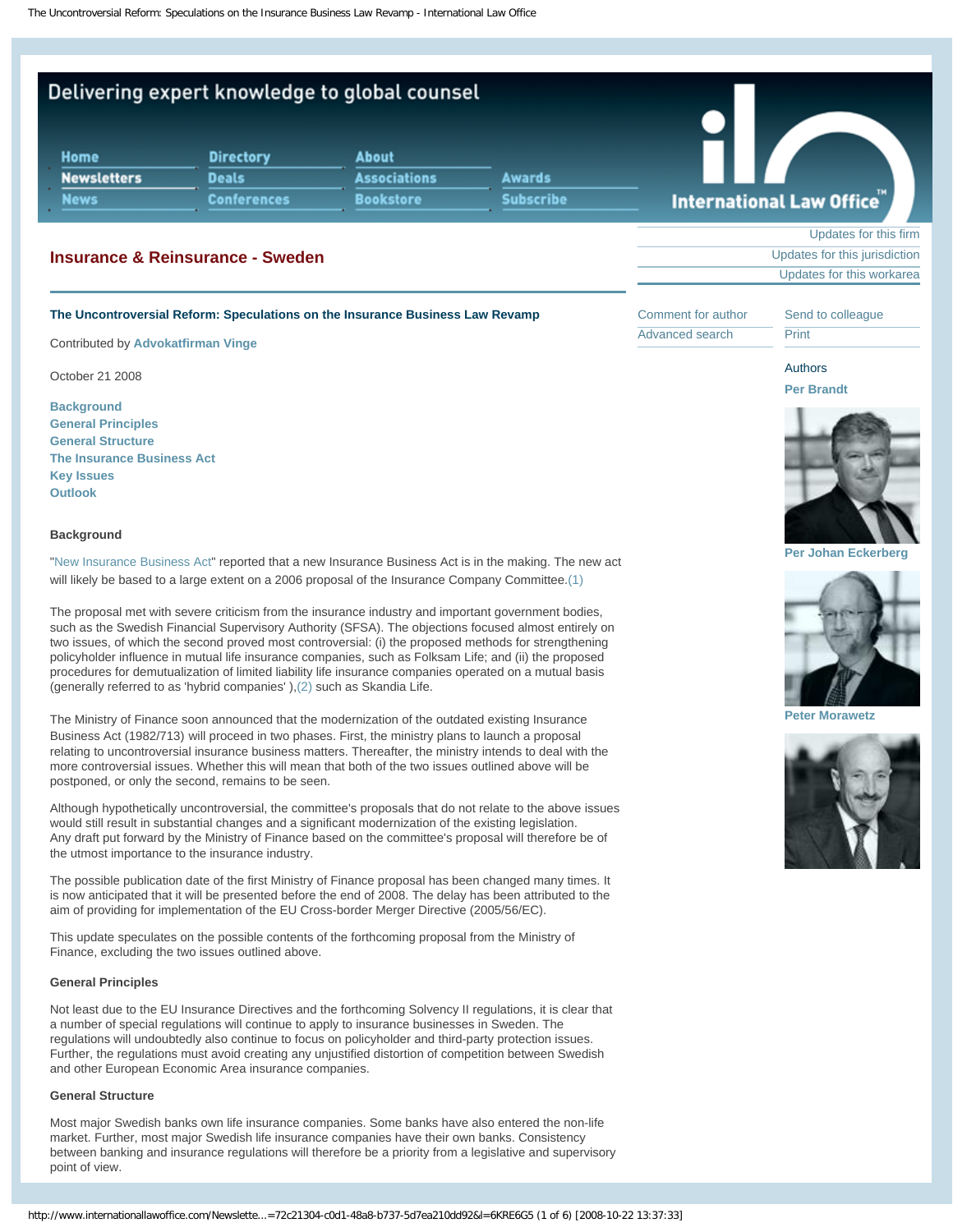# Insurance & Reinsurance - Sweden

## The Uncontroversial Reform: Speculations on the Insurance Business Law Revamp

Contributed by **Advokatfirman Vinge**

October 21 2008

Authors: Per Brandt, Per Johan Eckerberg, Peter Morawetz

- Background
- General Principles
- General Structure
- The Insurance Business Act
- Key Issues
- Outlook

### Background

"New Insurance Business Act" reported that a new Insurance Business Act is in the making. The new act will likely be based to a large extent on a 2006 proposal of the Insurance Company Committee.(1)

The proposal met with severe criticism from the insurance industry and important government bodies, such as the Swedish Financial Supervisory Authority (SFSA). The objections focused almost entirely on two issues, of which the second proved most controversial: (i) the proposed methods for strengthening policyholder influence in mutual life insurance companies, such as Folksam Life; and (ii) the proposed procedures for demutualization of limited liability life insurance companies operated on a mutual basis (generally referred to as 'hybrid companies' ),(2) such as Skandia Life.

The Ministry of Finance soon announced that the modernization of the outdated existing Insurance Business Act (1982/713) will proceed in two phases. First, the ministry plans to launch a proposal relating to uncontroversial insurance business matters. Thereafter, the ministry intends to deal with the more controversial issues. Whether this will mean that both of the two issues outlined above will be postponed, or only the second, remains to be seen.

Although hypothetically uncontroversial, the committee's proposals that do not relate to the above issues would still result in substantial changes and a significant modernization of the existing legislation. Any draft put forward by the Ministry of Finance based on the committee's proposal will therefore be of the utmost importance to the insurance industry.

The possible publication date of the first Ministry of Finance proposal has been changed many times. It is now anticipated that it will be presented before the end of 2008. The delay has been attributed to the aim of providing for implementation of the EU Cross-border Merger Directive (2005/56/EC).

This update speculates on the possible contents of the forthcoming proposal from the Ministry of Finance, excluding the two issues outlined above.

### General Principles

Not least due to the EU Insurance Directives and the forthcoming Solvency II regulations, it is clear that a number of special regulations will continue to apply to insurance businesses in Sweden. The regulations will undoubtedly also continue to focus on policyholder and third-party protection issues. Further, the regulations must avoid creating any unjustified distortion of competition between Swedish and other European Economic Area insurance companies.

### General Structure

Most major Swedish banks own life insurance companies. Some banks have also entered the non-life market. Further, most major Swedish life insurance companies have their own banks. Consistency between banking and insurance regulations will therefore be a priority from a legislative and supervisory point of view.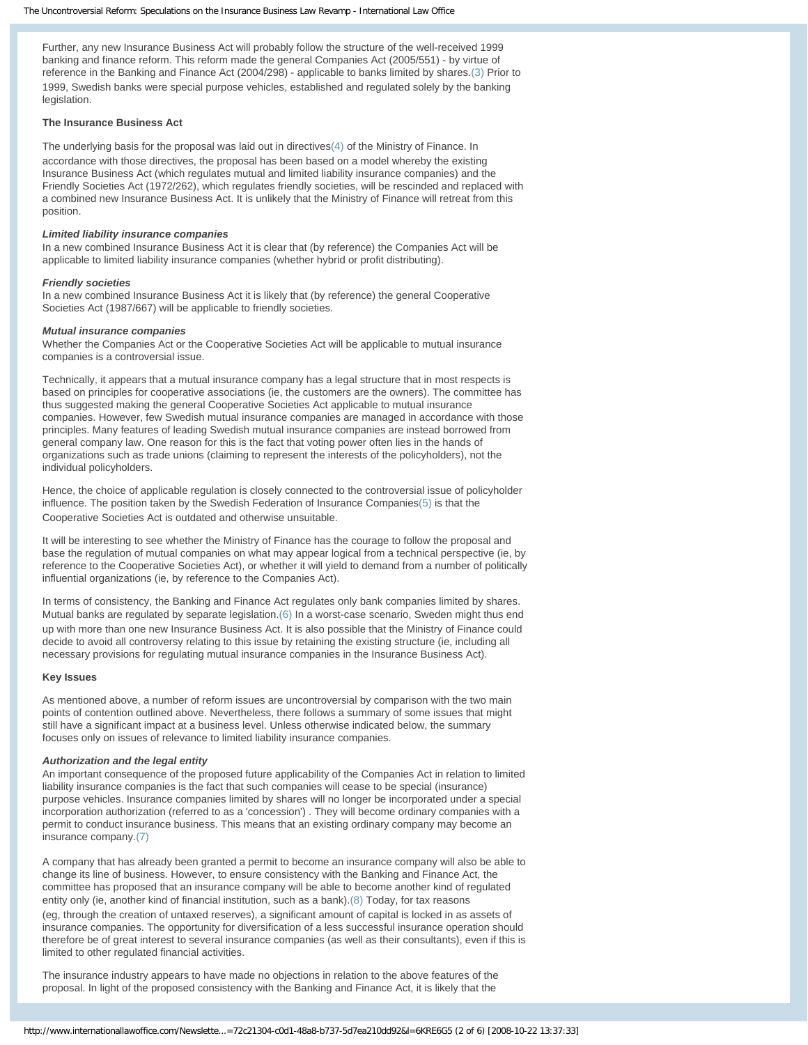Further, any new Insurance Business Act will probably follow the structure of the well-received 1999 banking and finance reform. This reform made the general Companies Act (2005/551) - by virtue of reference in the Banking and Finance Act (2004/298) - applicable to banks limited by shares.(3) Prior to 1999, Swedish banks were special purpose vehicles, established and regulated solely by the banking legislation.

**The Insurance Business Act**

The underlying basis for the proposal was laid out in directives(4) of the Ministry of Finance. In accordance with those directives, the proposal has been based on a model whereby the existing Insurance Business Act (which regulates mutual and limited liability insurance companies) and the Friendly Societies Act (1972/262), which regulates friendly societies, will be rescinded and replaced with a combined new Insurance Business Act. It is unlikely that the Ministry of Finance will retreat from this position.

***Limited liability insurance companies***
In a new combined Insurance Business Act it is clear that (by reference) the Companies Act will be applicable to limited liability insurance companies (whether hybrid or profit distributing).

***Friendly societies***
In a new combined Insurance Business Act it is likely that (by reference) the general Cooperative Societies Act (1987/667) will be applicable to friendly societies.

***Mutual insurance companies***
Whether the Companies Act or the Cooperative Societies Act will be applicable to mutual insurance companies is a controversial issue.

Technically, it appears that a mutual insurance company has a legal structure that in most respects is based on principles for cooperative associations (ie, the customers are the owners). The committee has thus suggested making the general Cooperative Societies Act applicable to mutual insurance companies. However, few Swedish mutual insurance companies are managed in accordance with those principles. Many features of leading Swedish mutual insurance companies are instead borrowed from general company law. One reason for this is the fact that voting power often lies in the hands of organizations such as trade unions (claiming to represent the interests of the policyholders), not the individual policyholders.

Hence, the choice of applicable regulation is closely connected to the controversial issue of policyholder influence. The position taken by the Swedish Federation of Insurance Companies(5) is that the Cooperative Societies Act is outdated and otherwise unsuitable.

It will be interesting to see whether the Ministry of Finance has the courage to follow the proposal and base the regulation of mutual companies on what may appear logical from a technical perspective (ie, by reference to the Cooperative Societies Act), or whether it will yield to demand from a number of politically influential organizations (ie, by reference to the Companies Act).

In terms of consistency, the Banking and Finance Act regulates only bank companies limited by shares. Mutual banks are regulated by separate legislation.(6) In a worst-case scenario, Sweden might thus end up with more than one new Insurance Business Act. It is also possible that the Ministry of Finance could decide to avoid all controversy relating to this issue by retaining the existing structure (ie, including all necessary provisions for regulating mutual insurance companies in the Insurance Business Act).

**Key Issues**

As mentioned above, a number of reform issues are uncontroversial by comparison with the two main points of contention outlined above. Nevertheless, there follows a summary of some issues that might still have a significant impact at a business level. Unless otherwise indicated below, the summary focuses only on issues of relevance to limited liability insurance companies.

***Authorization and the legal entity***
An important consequence of the proposed future applicability of the Companies Act in relation to limited liability insurance companies is the fact that such companies will cease to be special (insurance) purpose vehicles. Insurance companies limited by shares will no longer be incorporated under a special incorporation authorization (referred to as a 'concession') . They will become ordinary companies with a permit to conduct insurance business. This means that an existing ordinary company may become an insurance company.(7)

A company that has already been granted a permit to become an insurance company will also be able to change its line of business. However, to ensure consistency with the Banking and Finance Act, the committee has proposed that an insurance company will be able to become another kind of regulated entity only (ie, another kind of financial institution, such as a bank).(8) Today, for tax reasons (eg, through the creation of untaxed reserves), a significant amount of capital is locked in as assets of insurance companies. The opportunity for diversification of a less successful insurance operation should therefore be of great interest to several insurance companies (as well as their consultants), even if this is limited to other regulated financial activities.

The insurance industry appears to have made no objections in relation to the above features of the proposal. In light of the proposed consistency with the Banking and Finance Act, it is likely that the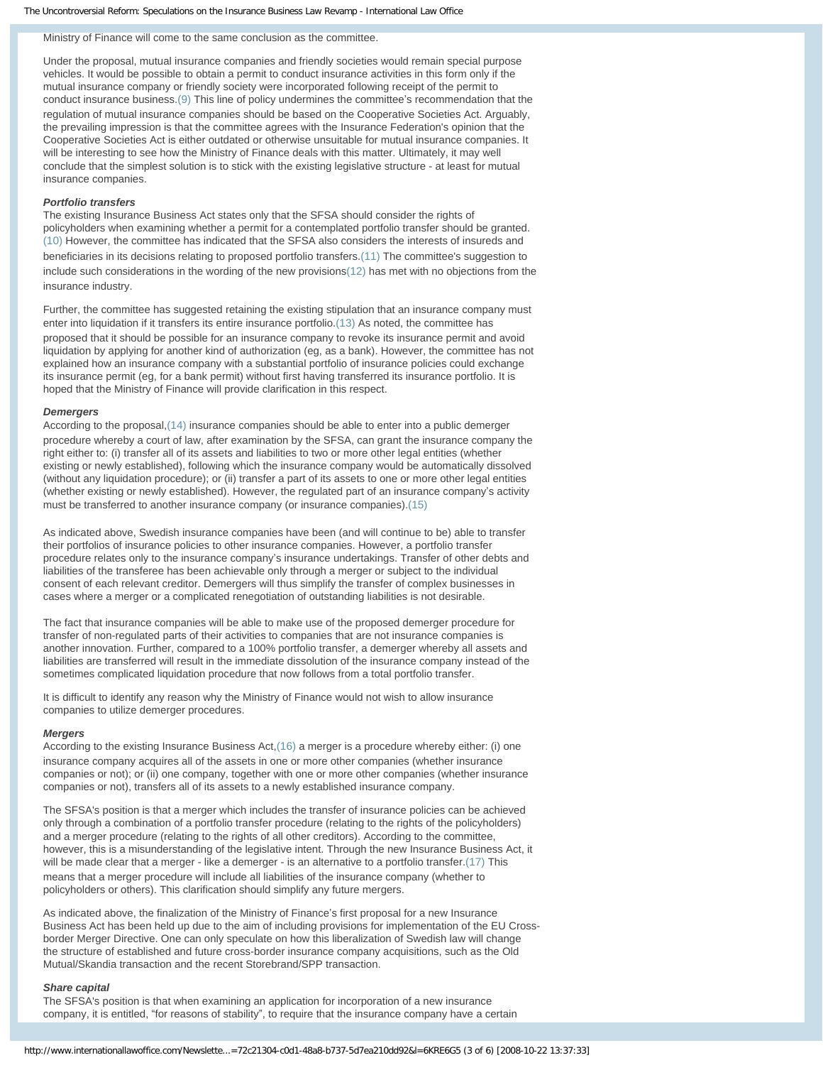Ministry of Finance will come to the same conclusion as the committee.

Under the proposal, mutual insurance companies and friendly societies would remain special purpose vehicles. It would be possible to obtain a permit to conduct insurance activities in this form only if the mutual insurance company or friendly society were incorporated following receipt of the permit to conduct insurance business.(9) This line of policy undermines the committee's recommendation that the regulation of mutual insurance companies should be based on the Cooperative Societies Act. Arguably, the prevailing impression is that the committee agrees with the Insurance Federation's opinion that the Cooperative Societies Act is either outdated or otherwise unsuitable for mutual insurance companies. It will be interesting to see how the Ministry of Finance deals with this matter. Ultimately, it may well conclude that the simplest solution is to stick with the existing legislative structure - at least for mutual insurance companies.

***Portfolio transfers***

The existing Insurance Business Act states only that the SFSA should consider the rights of policyholders when examining whether a permit for a contemplated portfolio transfer should be granted.(10) However, the committee has indicated that the SFSA also considers the interests of insureds and beneficiaries in its decisions relating to proposed portfolio transfers.(11) The committee's suggestion to include such considerations in the wording of the new provisions(12) has met with no objections from the insurance industry.

Further, the committee has suggested retaining the existing stipulation that an insurance company must enter into liquidation if it transfers its entire insurance portfolio.(13) As noted, the committee has proposed that it should be possible for an insurance company to revoke its insurance permit and avoid liquidation by applying for another kind of authorization (eg, as a bank). However, the committee has not explained how an insurance company with a substantial portfolio of insurance policies could exchange its insurance permit (eg, for a bank permit) without first having transferred its insurance portfolio. It is hoped that the Ministry of Finance will provide clarification in this respect.

***Demergers***

According to the proposal,(14) insurance companies should be able to enter into a public demerger procedure whereby a court of law, after examination by the SFSA, can grant the insurance company the right either to: (i) transfer all of its assets and liabilities to two or more other legal entities (whether existing or newly established), following which the insurance company would be automatically dissolved (without any liquidation procedure); or (ii) transfer a part of its assets to one or more other legal entities (whether existing or newly established). However, the regulated part of an insurance company's activity must be transferred to another insurance company (or insurance companies).(15)

As indicated above, Swedish insurance companies have been (and will continue to be) able to transfer their portfolios of insurance policies to other insurance companies. However, a portfolio transfer procedure relates only to the insurance company's insurance undertakings. Transfer of other debts and liabilities of the transferee has been achievable only through a merger or subject to the individual consent of each relevant creditor. Demergers will thus simplify the transfer of complex businesses in cases where a merger or a complicated renegotiation of outstanding liabilities is not desirable.

The fact that insurance companies will be able to make use of the proposed demerger procedure for transfer of non-regulated parts of their activities to companies that are not insurance companies is another innovation. Further, compared to a 100% portfolio transfer, a demerger whereby all assets and liabilities are transferred will result in the immediate dissolution of the insurance company instead of the sometimes complicated liquidation procedure that now follows from a total portfolio transfer.

It is difficult to identify any reason why the Ministry of Finance would not wish to allow insurance companies to utilize demerger procedures.

***Mergers***

According to the existing Insurance Business Act,(16) a merger is a procedure whereby either: (i) one insurance company acquires all of the assets in one or more other companies (whether insurance companies or not); or (ii) one company, together with one or more other companies (whether insurance companies or not), transfers all of its assets to a newly established insurance company.

The SFSA's position is that a merger which includes the transfer of insurance policies can be achieved only through a combination of a portfolio transfer procedure (relating to the rights of the policyholders) and a merger procedure (relating to the rights of all other creditors). According to the committee, however, this is a misunderstanding of the legislative intent. Through the new Insurance Business Act, it will be made clear that a merger - like a demerger - is an alternative to a portfolio transfer.(17) This means that a merger procedure will include all liabilities of the insurance company (whether to policyholders or others). This clarification should simplify any future mergers.

As indicated above, the finalization of the Ministry of Finance's first proposal for a new Insurance Business Act has been held up due to the aim of including provisions for implementation of the EU Cross-border Merger Directive. One can only speculate on how this liberalization of Swedish law will change the structure of established and future cross-border insurance company acquisitions, such as the Old Mutual/Skandia transaction and the recent Storebrand/SPP transaction.

***Share capital***

The SFSA's position is that when examining an application for incorporation of a new insurance company, it is entitled, "for reasons of stability", to require that the insurance company have a certain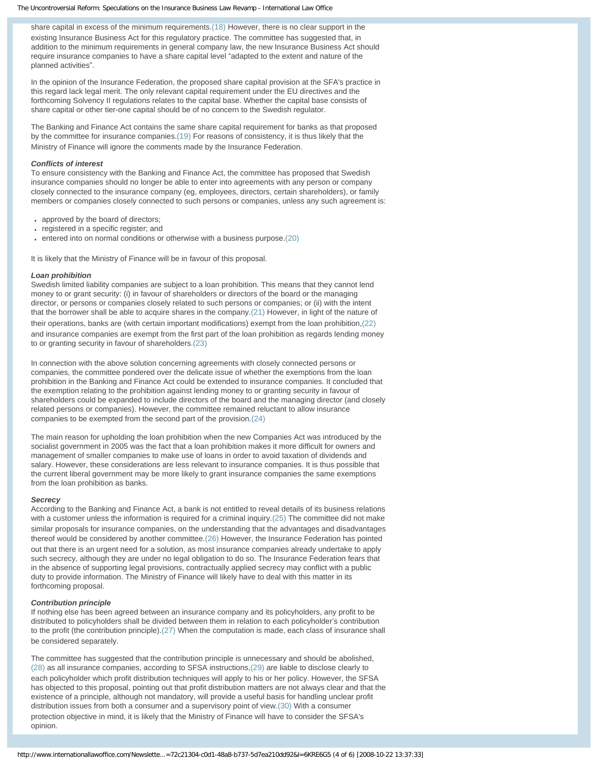share capital in excess of the minimum requirements.(18) However, there is no clear support in the existing Insurance Business Act for this regulatory practice. The committee has suggested that, in addition to the minimum requirements in general company law, the new Insurance Business Act should require insurance companies to have a share capital level "adapted to the extent and nature of the planned activities".

In the opinion of the Insurance Federation, the proposed share capital provision at the SFA's practice in this regard lack legal merit. The only relevant capital requirement under the EU directives and the forthcoming Solvency II regulations relates to the capital base. Whether the capital base consists of share capital or other tier-one capital should be of no concern to the Swedish regulator.

The Banking and Finance Act contains the same share capital requirement for banks as that proposed by the committee for insurance companies.(19) For reasons of consistency, it is thus likely that the Ministry of Finance will ignore the comments made by the Insurance Federation.

***Conflicts of interest***

To ensure consistency with the Banking and Finance Act, the committee has proposed that Swedish insurance companies should no longer be able to enter into agreements with any person or company closely connected to the insurance company (eg, employees, directors, certain shareholders), or family members or companies closely connected to such persons or companies, unless any such agreement is:

- approved by the board of directors;
- registered in a specific register; and
- entered into on normal conditions or otherwise with a business purpose.(20)

It is likely that the Ministry of Finance will be in favour of this proposal.

***Loan prohibition***

Swedish limited liability companies are subject to a loan prohibition. This means that they cannot lend money to or grant security: (i) in favour of shareholders or directors of the board or the managing director, or persons or companies closely related to such persons or companies; or (ii) with the intent that the borrower shall be able to acquire shares in the company.(21) However, in light of the nature of their operations, banks are (with certain important modifications) exempt from the loan prohibition,(22) and insurance companies are exempt from the first part of the loan prohibition as regards lending money to or granting security in favour of shareholders.(23)

In connection with the above solution concerning agreements with closely connected persons or companies, the committee pondered over the delicate issue of whether the exemptions from the loan prohibition in the Banking and Finance Act could be extended to insurance companies. It concluded that the exemption relating to the prohibition against lending money to or granting security in favour of shareholders could be expanded to include directors of the board and the managing director (and closely related persons or companies). However, the committee remained reluctant to allow insurance companies to be exempted from the second part of the provision.(24)

The main reason for upholding the loan prohibition when the new Companies Act was introduced by the socialist government in 2005 was the fact that a loan prohibition makes it more difficult for owners and management of smaller companies to make use of loans in order to avoid taxation of dividends and salary. However, these considerations are less relevant to insurance companies. It is thus possible that the current liberal government may be more likely to grant insurance companies the same exemptions from the loan prohibition as banks.

***Secrecy***

According to the Banking and Finance Act, a bank is not entitled to reveal details of its business relations with a customer unless the information is required for a criminal inquiry.(25) The committee did not make similar proposals for insurance companies, on the understanding that the advantages and disadvantages thereof would be considered by another committee.(26) However, the Insurance Federation has pointed out that there is an urgent need for a solution, as most insurance companies already undertake to apply such secrecy, although they are under no legal obligation to do so. The Insurance Federation fears that in the absence of supporting legal provisions, contractually applied secrecy may conflict with a public duty to provide information. The Ministry of Finance will likely have to deal with this matter in its forthcoming proposal.

***Contribution principle***

If nothing else has been agreed between an insurance company and its policyholders, any profit to be distributed to policyholders shall be divided between them in relation to each policyholder's contribution to the profit (the contribution principle).(27) When the computation is made, each class of insurance shall be considered separately.

The committee has suggested that the contribution principle is unnecessary and should be abolished,(28) as all insurance companies, according to SFSA instructions,(29) are liable to disclose clearly to each policyholder which profit distribution techniques will apply to his or her policy. However, the SFSA has objected to this proposal, pointing out that profit distribution matters are not always clear and that the existence of a principle, although not mandatory, will provide a useful basis for handling unclear profit distribution issues from both a consumer and a supervisory point of view.(30) With a consumer protection objective in mind, it is likely that the Ministry of Finance will have to consider the SFSA's opinion.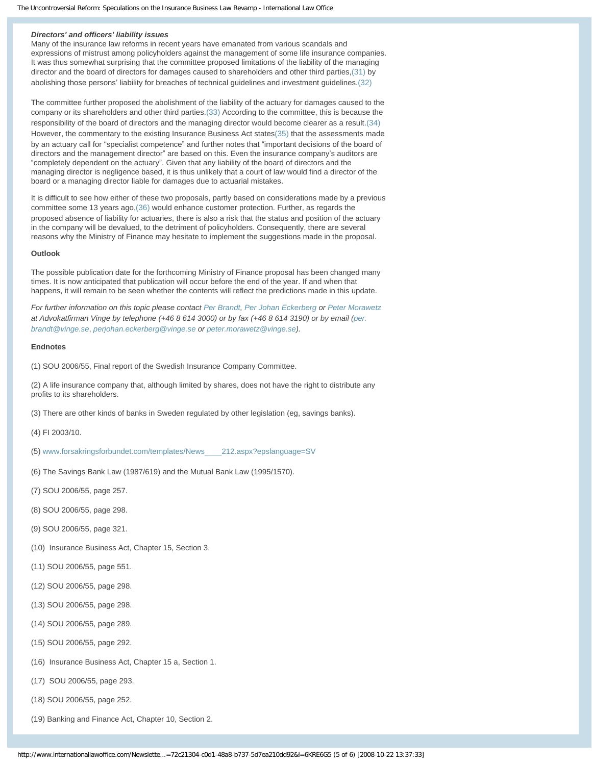### *Directors' and officers' liability issues*

Many of the insurance law reforms in recent years have emanated from various scandals and expressions of mistrust among policyholders against the management of some life insurance companies. It was thus somewhat surprising that the committee proposed limitations of the liability of the managing director and the board of directors for damages caused to shareholders and other third parties,(31) by abolishing those persons' liability for breaches of technical guidelines and investment guidelines.(32)

The committee further proposed the abolishment of the liability of the actuary for damages caused to the company or its shareholders and other third parties.(33) According to the committee, this is because the responsibility of the board of directors and the managing director would become clearer as a result.(34) However, the commentary to the existing Insurance Business Act states(35) that the assessments made by an actuary call for "specialist competence" and further notes that "important decisions of the board of directors and the management director" are based on this. Even the insurance company's auditors are "completely dependent on the actuary". Given that any liability of the board of directors and the managing director is negligence based, it is thus unlikely that a court of law would find a director of the board or a managing director liable for damages due to actuarial mistakes.

It is difficult to see how either of these two proposals, partly based on considerations made by a previous committee some 13 years ago,(36) would enhance customer protection. Further, as regards the proposed absence of liability for actuaries, there is also a risk that the status and position of the actuary in the company will be devalued, to the detriment of policyholders. Consequently, there are several reasons why the Ministry of Finance may hesitate to implement the suggestions made in the proposal.

**Outlook**

The possible publication date for the forthcoming Ministry of Finance proposal has been changed many times. It is now anticipated that publication will occur before the end of the year. If and when that happens, it will remain to be seen whether the contents will reflect the predictions made in this update.

*For further information on this topic please contact Per Brandt, Per Johan Eckerberg or Peter Morawetz at Advokatfirman Vinge by telephone (+46 8 614 3000) or by fax (+46 8 614 3190) or by email (per.brandt@vinge.se, perjohan.eckerberg@vinge.se or peter.morawetz@vinge.se).*

**Endnotes**

(1) SOU 2006/55, Final report of the Swedish Insurance Company Committee.

(2) A life insurance company that, although limited by shares, does not have the right to distribute any profits to its shareholders.

(3) There are other kinds of banks in Sweden regulated by other legislation (eg, savings banks).

(4) FI 2003/10.

(5) www.forsakringsforbundet.com/templates/News____212.aspx?epslanguage=SV

(6) The Savings Bank Law (1987/619) and the Mutual Bank Law (1995/1570).

(7) SOU 2006/55, page 257.

(8) SOU 2006/55, page 298.

(9) SOU 2006/55, page 321.

(10) Insurance Business Act, Chapter 15, Section 3.

(11) SOU 2006/55, page 551.

(12) SOU 2006/55, page 298.

(13) SOU 2006/55, page 298.

(14) SOU 2006/55, page 289.

(15) SOU 2006/55, page 292.

(16) Insurance Business Act, Chapter 15 a, Section 1.

(17) SOU 2006/55, page 293.

(18) SOU 2006/55, page 252.

(19) Banking and Finance Act, Chapter 10, Section 2.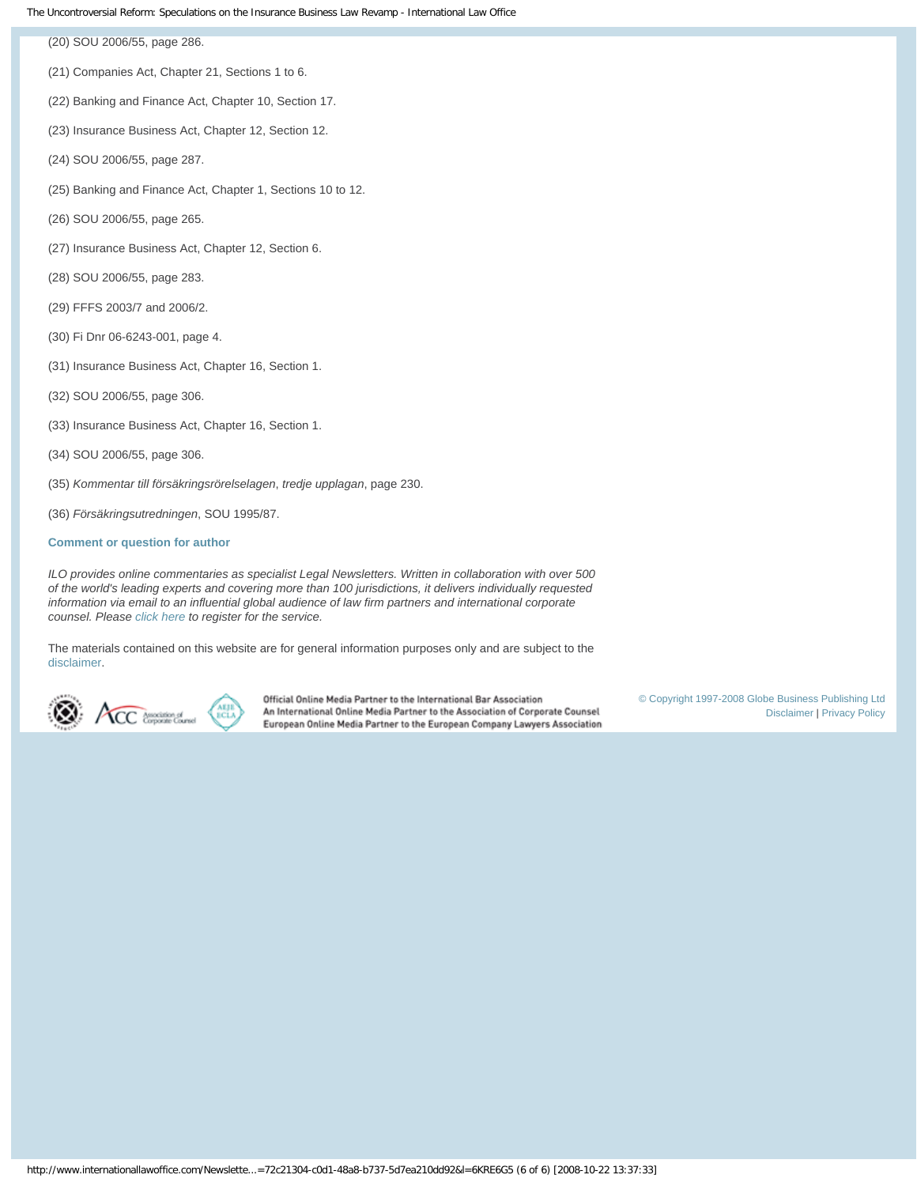(20) SOU 2006/55, page 286.

(21) Companies Act, Chapter 21, Sections 1 to 6.

(22) Banking and Finance Act, Chapter 10, Section 17.

(23) Insurance Business Act, Chapter 12, Section 12.

(24) SOU 2006/55, page 287.

(25) Banking and Finance Act, Chapter 1, Sections 10 to 12.

(26) SOU 2006/55, page 265.

(27) Insurance Business Act, Chapter 12, Section 6.

(28) SOU 2006/55, page 283.

(29) FFFS 2003/7 and 2006/2.

(30) Fi Dnr 06-6243-001, page 4.

(31) Insurance Business Act, Chapter 16, Section 1.

(32) SOU 2006/55, page 306.

(33) Insurance Business Act, Chapter 16, Section 1.

(34) SOU 2006/55, page 306.

(35) *Kommentar till försäkringsrörelselagen*, *tredje upplagan*, page 230.

(36) *Försäkringsutredningen*, SOU 1995/87.

**Comment or question for author**

*ILO provides online commentaries as specialist Legal Newsletters. Written in collaboration with over 500 of the world's leading experts and covering more than 100 jurisdictions, it delivers individually requested information via email to an influential global audience of law firm partners and international corporate counsel. Please click here to register for the service.*

The materials contained on this website are for general information purposes only and are subject to the disclaimer.

Official Online Media Partner to the International Bar Association
An International Online Media Partner to the Association of Corporate Counsel
European Online Media Partner to the European Company Lawyers Association

© Copyright 1997-2008 Globe Business Publishing Ltd
Disclaimer | Privacy Policy